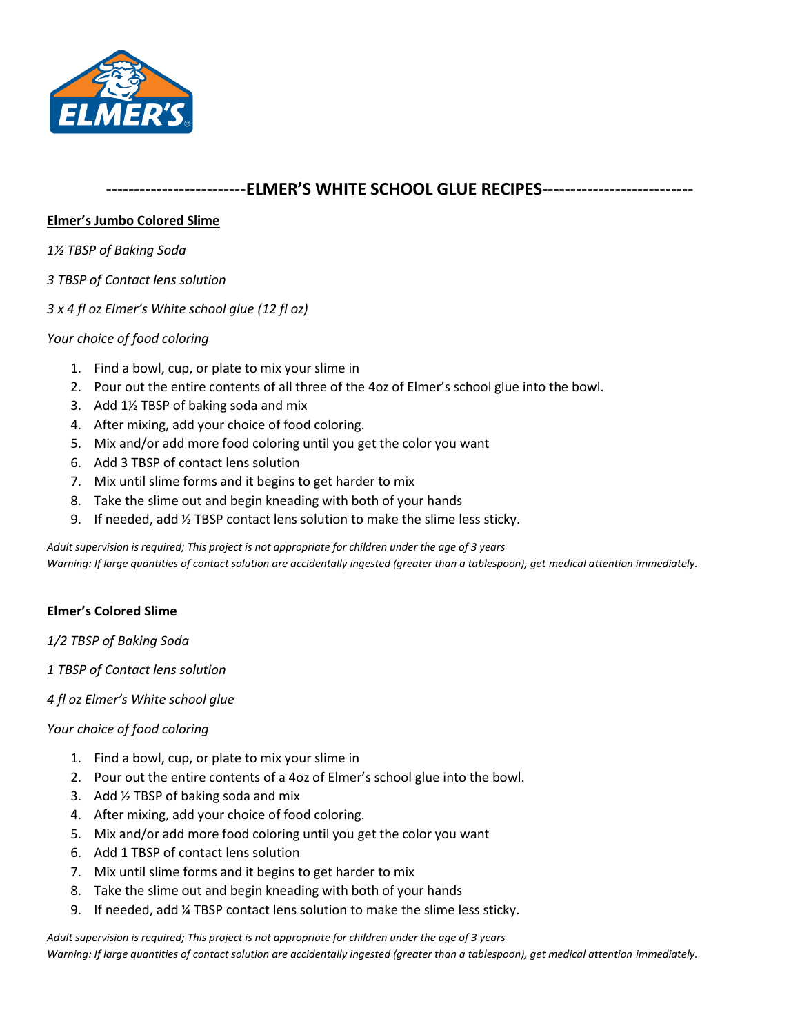# ------------------------ELMER'S WHITE SCHOOL GLUE RECIPES--------------------------

**Elmer's Jumbo Colored Slime**

*1½ TBSP of Baking Soda*

*3 TBSP of Contact lens solution*

*3 x 4 fl oz Elmer's White school glue (12 fl oz)*

*Your choice of food coloring*

1. Find a bowl, cup, or plate to mix your slime in
2. Pour out the entire contents of all three of the 4oz of Elmer's school glue into the bowl.
3. Add 1½ TBSP of baking soda and mix
4. After mixing, add your choice of food coloring.
5. Mix and/or add more food coloring until you get the color you want
6. Add 3 TBSP of contact lens solution
7. Mix until slime forms and it begins to get harder to mix
8. Take the slime out and begin kneading with both of your hands
9. If needed, add ½ TBSP contact lens solution to make the slime less sticky.

*Adult supervision is required; This project is not appropriate for children under the age of 3 years*
*Warning: If large quantities of contact solution are accidentally ingested (greater than a tablespoon), get medical attention immediately.*

**Elmer's Colored Slime**

*1/2 TBSP of Baking Soda*

*1 TBSP of Contact lens solution*

*4 fl oz Elmer's White school glue*

*Your choice of food coloring*

1. Find a bowl, cup, or plate to mix your slime in
2. Pour out the entire contents of a 4oz of Elmer's school glue into the bowl.
3. Add ½ TBSP of baking soda and mix
4. After mixing, add your choice of food coloring.
5. Mix and/or add more food coloring until you get the color you want
6. Add 1 TBSP of contact lens solution
7. Mix until slime forms and it begins to get harder to mix
8. Take the slime out and begin kneading with both of your hands
9. If needed, add ¼ TBSP contact lens solution to make the slime less sticky.

*Adult supervision is required; This project is not appropriate for children under the age of 3 years*
*Warning: If large quantities of contact solution are accidentally ingested (greater than a tablespoon), get medical attention immediately.*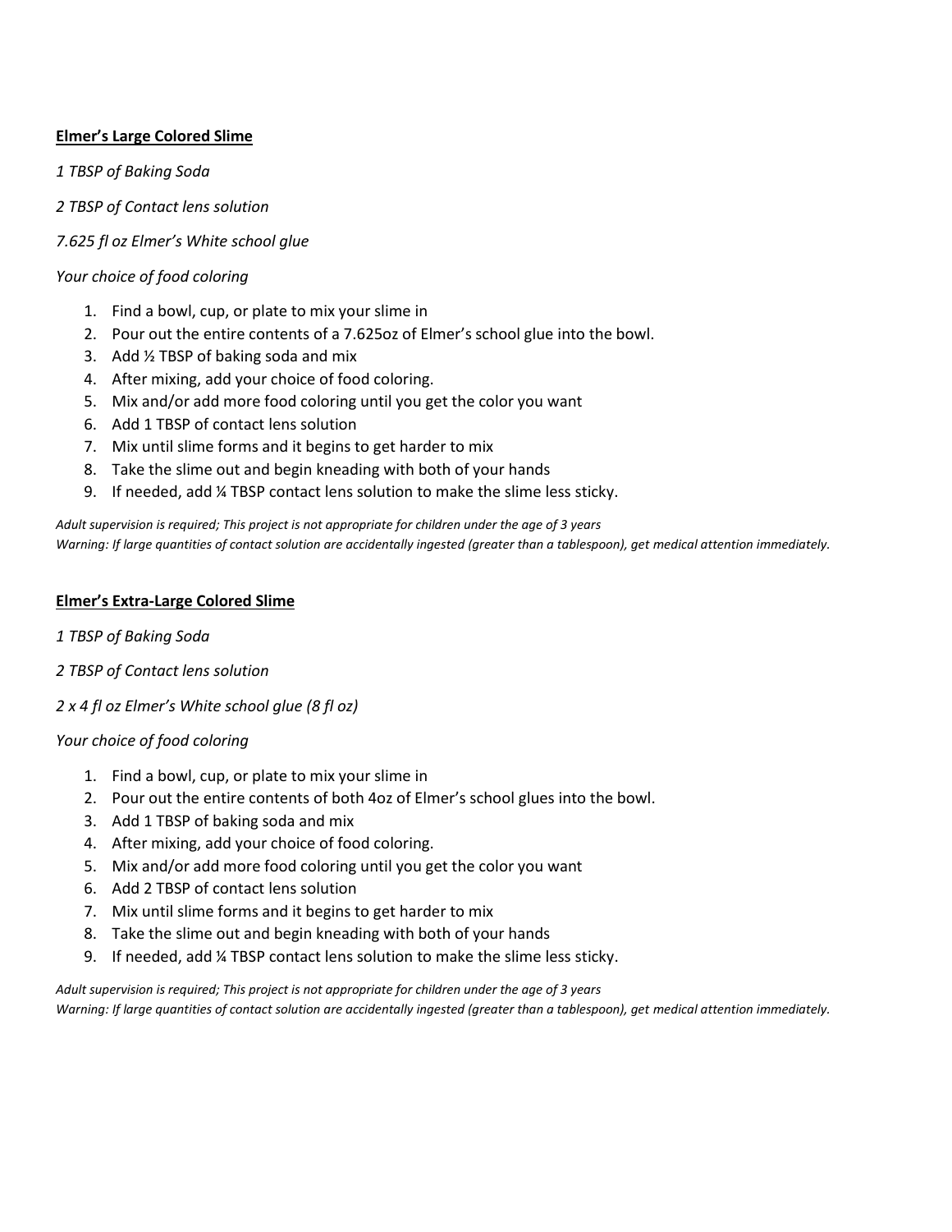**Elmer's Large Colored Slime**

*1 TBSP of Baking Soda*

*2 TBSP of Contact lens solution*

*7.625 fl oz Elmer's White school glue*

*Your choice of food coloring*

1. Find a bowl, cup, or plate to mix your slime in
2. Pour out the entire contents of a 7.625oz of Elmer's school glue into the bowl.
3. Add ½ TBSP of baking soda and mix
4. After mixing, add your choice of food coloring.
5. Mix and/or add more food coloring until you get the color you want
6. Add 1 TBSP of contact lens solution
7. Mix until slime forms and it begins to get harder to mix
8. Take the slime out and begin kneading with both of your hands
9. If needed, add ¼ TBSP contact lens solution to make the slime less sticky.

*Adult supervision is required; This project is not appropriate for children under the age of 3 years*
*Warning: If large quantities of contact solution are accidentally ingested (greater than a tablespoon), get medical attention immediately.*

**Elmer's Extra-Large Colored Slime**

*1 TBSP of Baking Soda*

*2 TBSP of Contact lens solution*

*2 x 4 fl oz Elmer's White school glue (8 fl oz)*

*Your choice of food coloring*

1. Find a bowl, cup, or plate to mix your slime in
2. Pour out the entire contents of both 4oz of Elmer's school glues into the bowl.
3. Add 1 TBSP of baking soda and mix
4. After mixing, add your choice of food coloring.
5. Mix and/or add more food coloring until you get the color you want
6. Add 2 TBSP of contact lens solution
7. Mix until slime forms and it begins to get harder to mix
8. Take the slime out and begin kneading with both of your hands
9. If needed, add ¼ TBSP contact lens solution to make the slime less sticky.

*Adult supervision is required; This project is not appropriate for children under the age of 3 years*
*Warning: If large quantities of contact solution are accidentally ingested (greater than a tablespoon), get medical attention immediately.*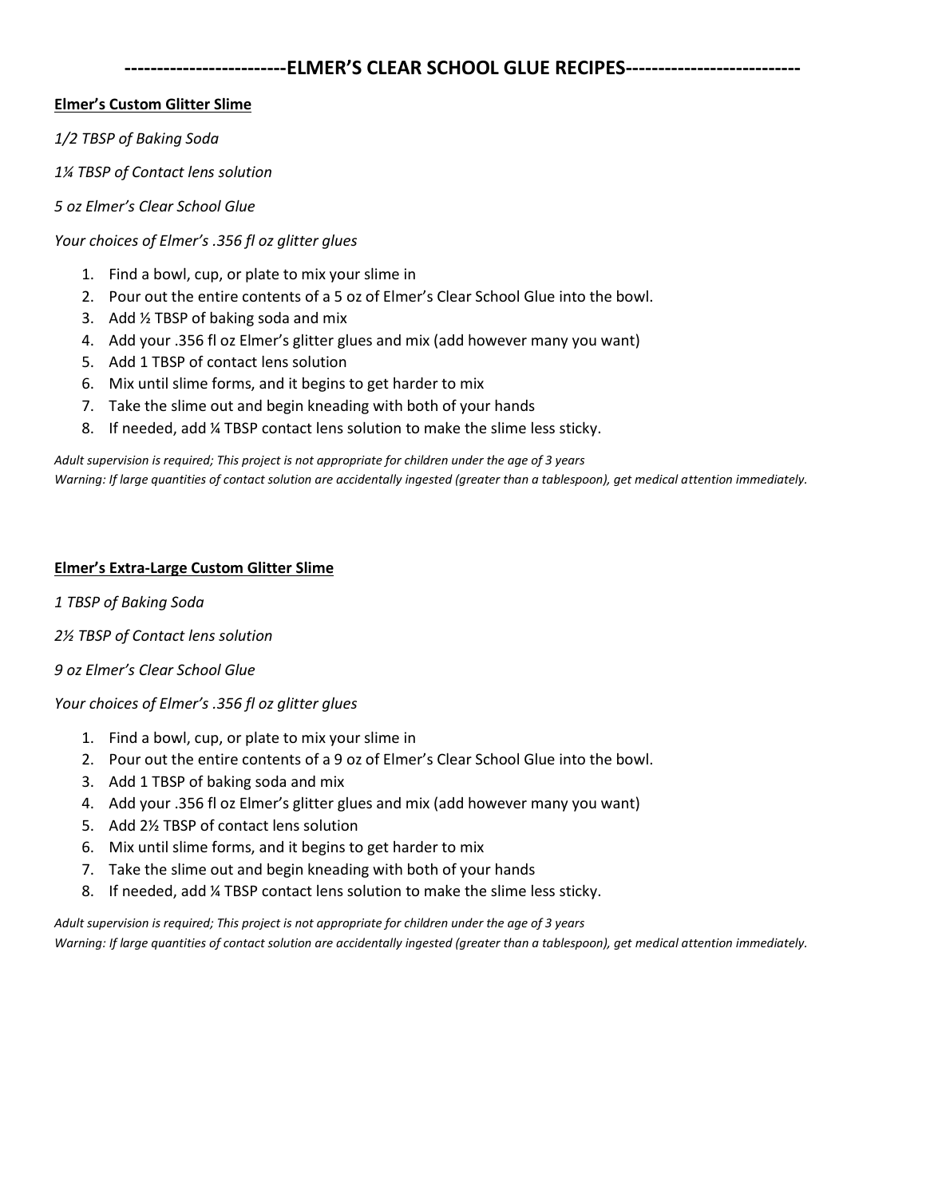## ------------------------ELMER'S CLEAR SCHOOL GLUE RECIPES--------------------------

**Elmer's Custom Glitter Slime**

*1/2 TBSP of Baking Soda*

*1¼ TBSP of Contact lens solution*

*5 oz Elmer's Clear School Glue*

*Your choices of Elmer's .356 fl oz glitter glues*

1. Find a bowl, cup, or plate to mix your slime in
2. Pour out the entire contents of a 5 oz of Elmer's Clear School Glue into the bowl.
3. Add ½ TBSP of baking soda and mix
4. Add your .356 fl oz Elmer's glitter glues and mix (add however many you want)
5. Add 1 TBSP of contact lens solution
6. Mix until slime forms, and it begins to get harder to mix
7. Take the slime out and begin kneading with both of your hands
8. If needed, add ¼ TBSP contact lens solution to make the slime less sticky.

*Adult supervision is required; This project is not appropriate for children under the age of 3 years*
*Warning: If large quantities of contact solution are accidentally ingested (greater than a tablespoon), get medical attention immediately.*

**Elmer's Extra-Large Custom Glitter Slime**

*1 TBSP of Baking Soda*

*2½ TBSP of Contact lens solution*

*9 oz Elmer's Clear School Glue*

*Your choices of Elmer's .356 fl oz glitter glues*

1. Find a bowl, cup, or plate to mix your slime in
2. Pour out the entire contents of a 9 oz of Elmer's Clear School Glue into the bowl.
3. Add 1 TBSP of baking soda and mix
4. Add your .356 fl oz Elmer's glitter glues and mix (add however many you want)
5. Add 2½ TBSP of contact lens solution
6. Mix until slime forms, and it begins to get harder to mix
7. Take the slime out and begin kneading with both of your hands
8. If needed, add ¼ TBSP contact lens solution to make the slime less sticky.

*Adult supervision is required; This project is not appropriate for children under the age of 3 years*
*Warning: If large quantities of contact solution are accidentally ingested (greater than a tablespoon), get medical attention immediately.*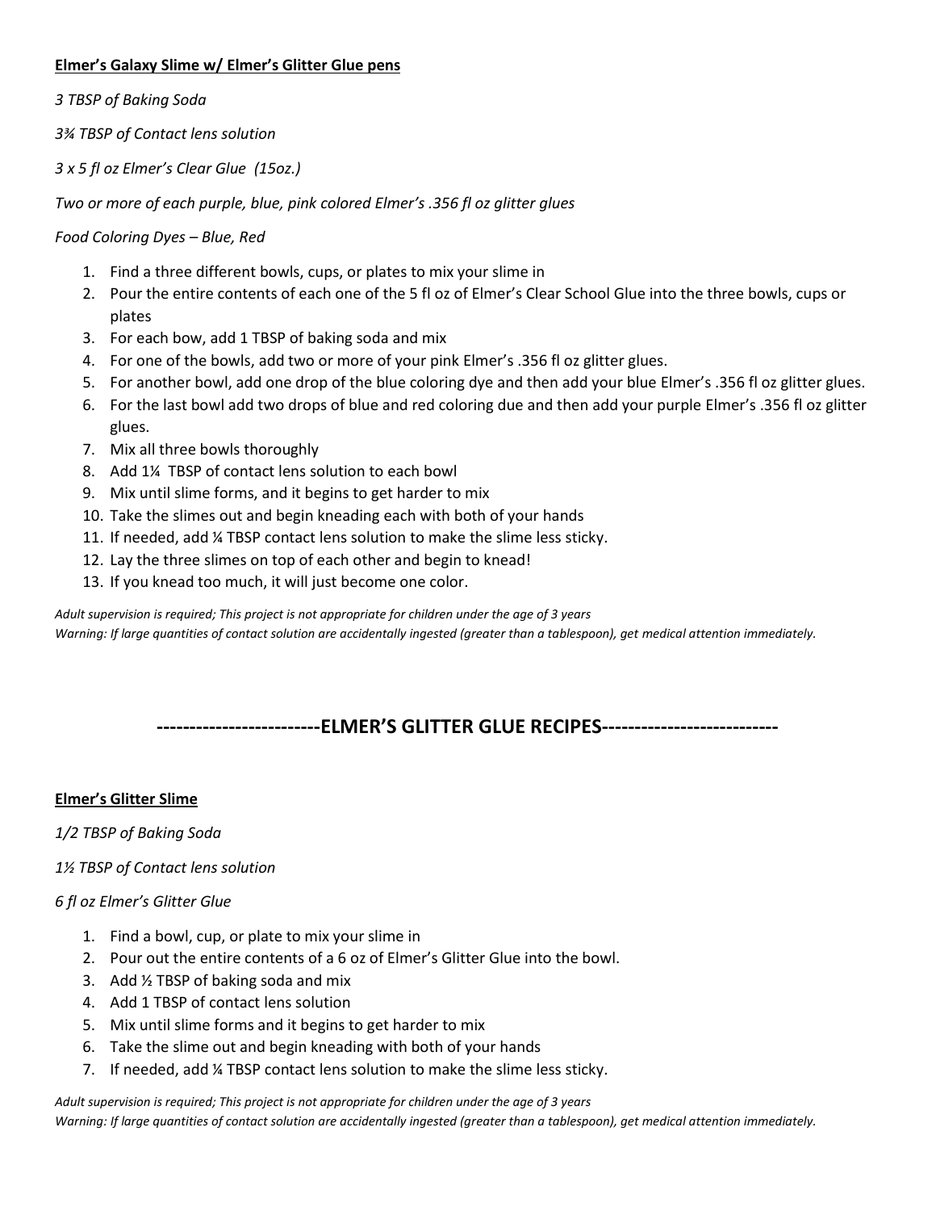**Elmer's Galaxy Slime w/ Elmer's Glitter Glue pens**

*3 TBSP of Baking Soda*

*3¾ TBSP of Contact lens solution*

*3 x 5 fl oz Elmer's Clear Glue (15oz.)*

*Two or more of each purple, blue, pink colored Elmer's .356 fl oz glitter glues*

*Food Coloring Dyes – Blue, Red*

1. Find a three different bowls, cups, or plates to mix your slime in
2. Pour the entire contents of each one of the 5 fl oz of Elmer's Clear School Glue into the three bowls, cups or plates
3. For each bow, add 1 TBSP of baking soda and mix
4. For one of the bowls, add two or more of your pink Elmer's .356 fl oz glitter glues.
5. For another bowl, add one drop of the blue coloring dye and then add your blue Elmer's .356 fl oz glitter glues.
6. For the last bowl add two drops of blue and red coloring due and then add your purple Elmer's .356 fl oz glitter glues.
7. Mix all three bowls thoroughly
8. Add 1¼ TBSP of contact lens solution to each bowl
9. Mix until slime forms, and it begins to get harder to mix
10. Take the slimes out and begin kneading each with both of your hands
11. If needed, add ¼ TBSP contact lens solution to make the slime less sticky.
12. Lay the three slimes on top of each other and begin to knead!
13. If you knead too much, it will just become one color.

*Adult supervision is required; This project is not appropriate for children under the age of 3 years*
*Warning: If large quantities of contact solution are accidentally ingested (greater than a tablespoon), get medical attention immediately.*

## ------------------------ELMER'S GLITTER GLUE RECIPES--------------------------

**Elmer's Glitter Slime**

*1/2 TBSP of Baking Soda*

*1½ TBSP of Contact lens solution*

*6 fl oz Elmer's Glitter Glue*

1. Find a bowl, cup, or plate to mix your slime in
2. Pour out the entire contents of a 6 oz of Elmer's Glitter Glue into the bowl.
3. Add ½ TBSP of baking soda and mix
4. Add 1 TBSP of contact lens solution
5. Mix until slime forms and it begins to get harder to mix
6. Take the slime out and begin kneading with both of your hands
7. If needed, add ¼ TBSP contact lens solution to make the slime less sticky.

*Adult supervision is required; This project is not appropriate for children under the age of 3 years*
*Warning: If large quantities of contact solution are accidentally ingested (greater than a tablespoon), get medical attention immediately.*